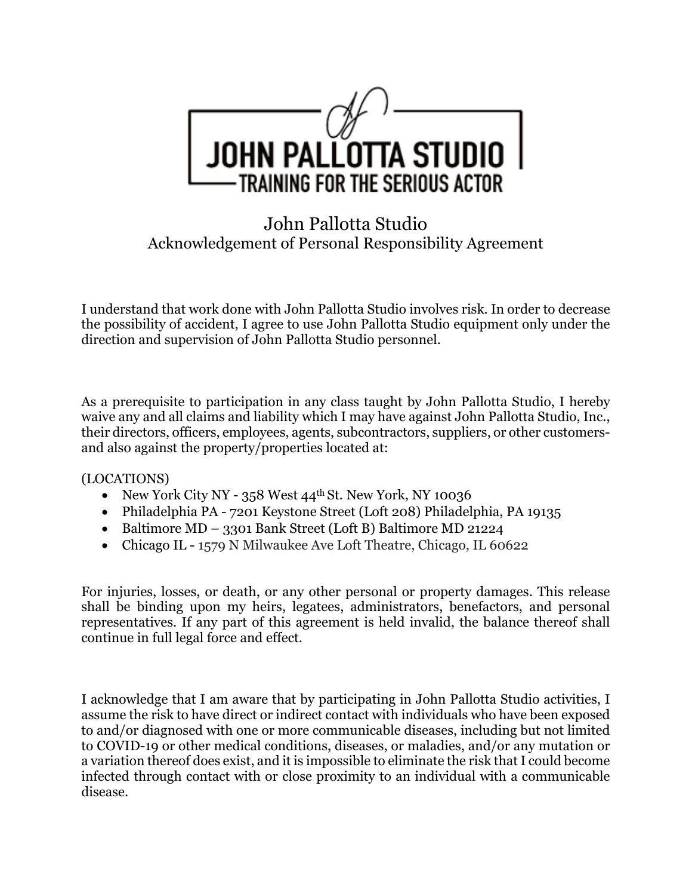JOHN PALLOTTA STUDIO
TRAINING FOR THE SERIOUS ACTOR

# John Pallotta Studio
## Acknowledgement of Personal Responsibility Agreement

I understand that work done with John Pallotta Studio involves risk. In order to decrease the possibility of accident, I agree to use John Pallotta Studio equipment only under the direction and supervision of John Pallotta Studio personnel.

As a prerequisite to participation in any class taught by John Pallotta Studio, I hereby waive any and all claims and liability which I may have against John Pallotta Studio, Inc., their directors, officers, employees, agents, subcontractors, suppliers, or other customers- and also against the property/properties located at:

(LOCATIONS)

- New York City NY - 358 West 44th St. New York, NY 10036
- Philadelphia PA - 7201 Keystone Street (Loft 208) Philadelphia, PA 19135
- Baltimore MD – 3301 Bank Street (Loft B) Baltimore MD 21224
- Chicago IL - 1579 N Milwaukee Ave Loft Theatre, Chicago, IL 60622

For injuries, losses, or death, or any other personal or property damages. This release shall be binding upon my heirs, legatees, administrators, benefactors, and personal representatives. If any part of this agreement is held invalid, the balance thereof shall continue in full legal force and effect.

I acknowledge that I am aware that by participating in John Pallotta Studio activities, I assume the risk to have direct or indirect contact with individuals who have been exposed to and/or diagnosed with one or more communicable diseases, including but not limited to COVID-19 or other medical conditions, diseases, or maladies, and/or any mutation or a variation thereof does exist, and it is impossible to eliminate the risk that I could become infected through contact with or close proximity to an individual with a communicable disease.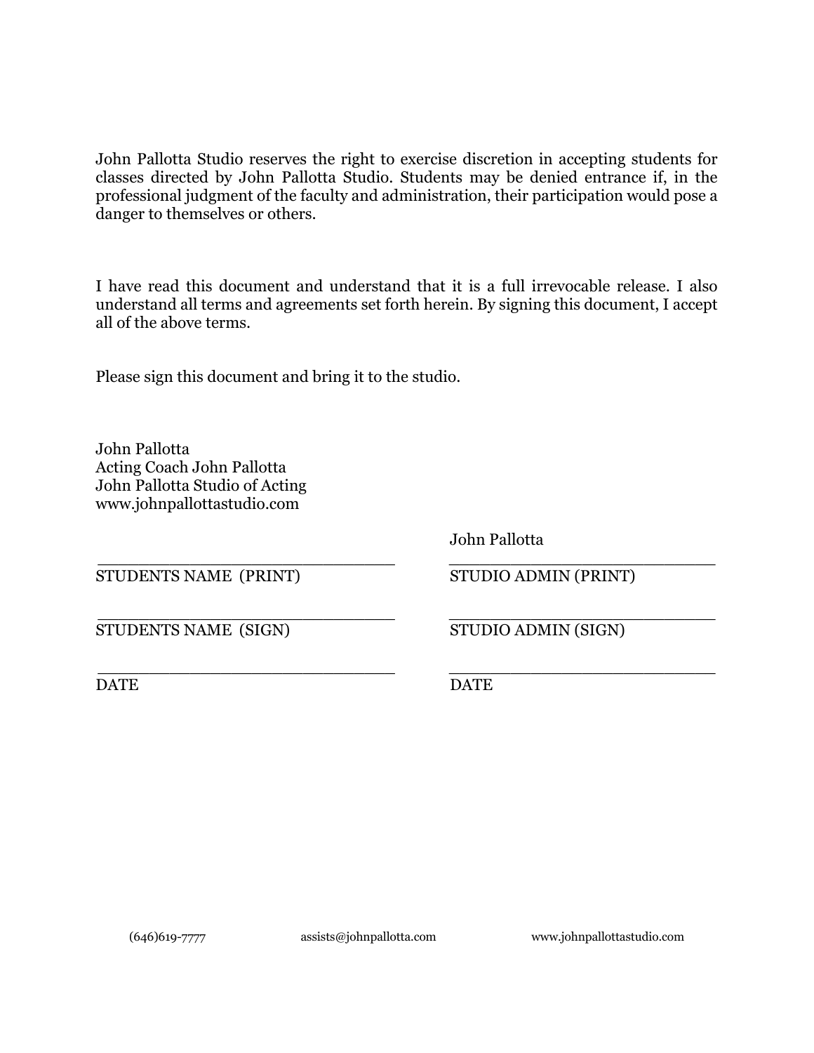John Pallotta Studio reserves the right to exercise discretion in accepting students for classes directed by John Pallotta Studio. Students may be denied entrance if, in the professional judgment of the faculty and administration, their participation would pose a danger to themselves or others.

I have read this document and understand that it is a full irrevocable release. I also understand all terms and agreements set forth herein. By signing this document, I accept all of the above terms.

Please sign this document and bring it to the studio.

John Pallotta
Acting Coach John Pallotta
John Pallotta Studio of Acting
www.johnpallottastudio.com

| | |
|---|---|
| ______________________________ | John Pallotta |
| STUDENTS NAME (PRINT) | STUDIO ADMIN (PRINT) |
| ______________________________ | ______________________________ |
| STUDENTS NAME (SIGN) | STUDIO ADMIN (SIGN) |
| ______________________________ | ______________________________ |
| DATE | DATE |

(646)619-7777 assists@johnpallotta.com www.johnpallottastudio.com